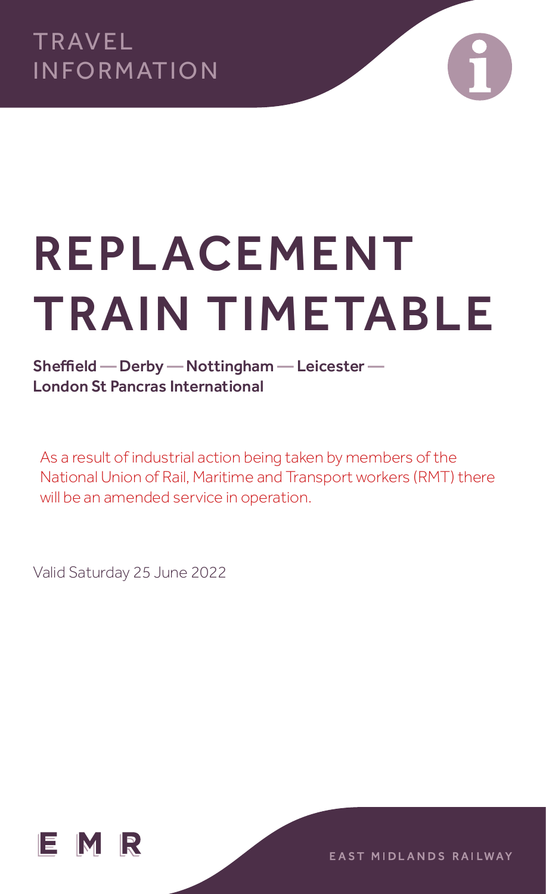TRAVEL INFORMATION

# REPLACEMENT TRAIN TIMETABLE

**Sheffield — Derby — Nottingham — Leicester — London St Pancras International**

As a result of industrial action being taken by members of the National Union of Rail, Maritime and Transport workers (RMT) there will be an amended service in operation.

Valid Saturday 25 June 2022

EMR

EAST MIDLANDS RAILWAY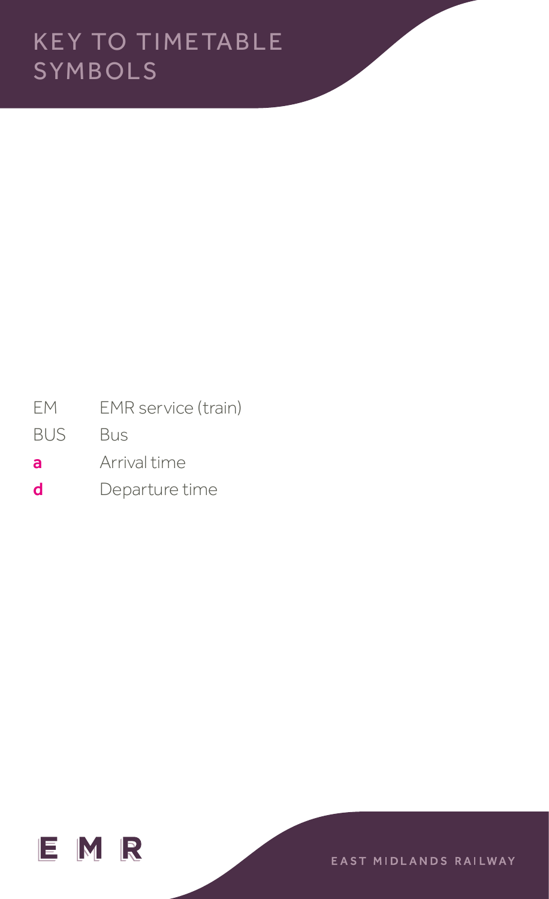# KEY TO TIMETABLE SYMBOLS

| | |
|---|---|
| EM | EMR service (train) |
| BUS | Bus |
| **a** | Arrival time |
| **d** | Departure time |

EMR

EAST MIDLANDS RAILWAY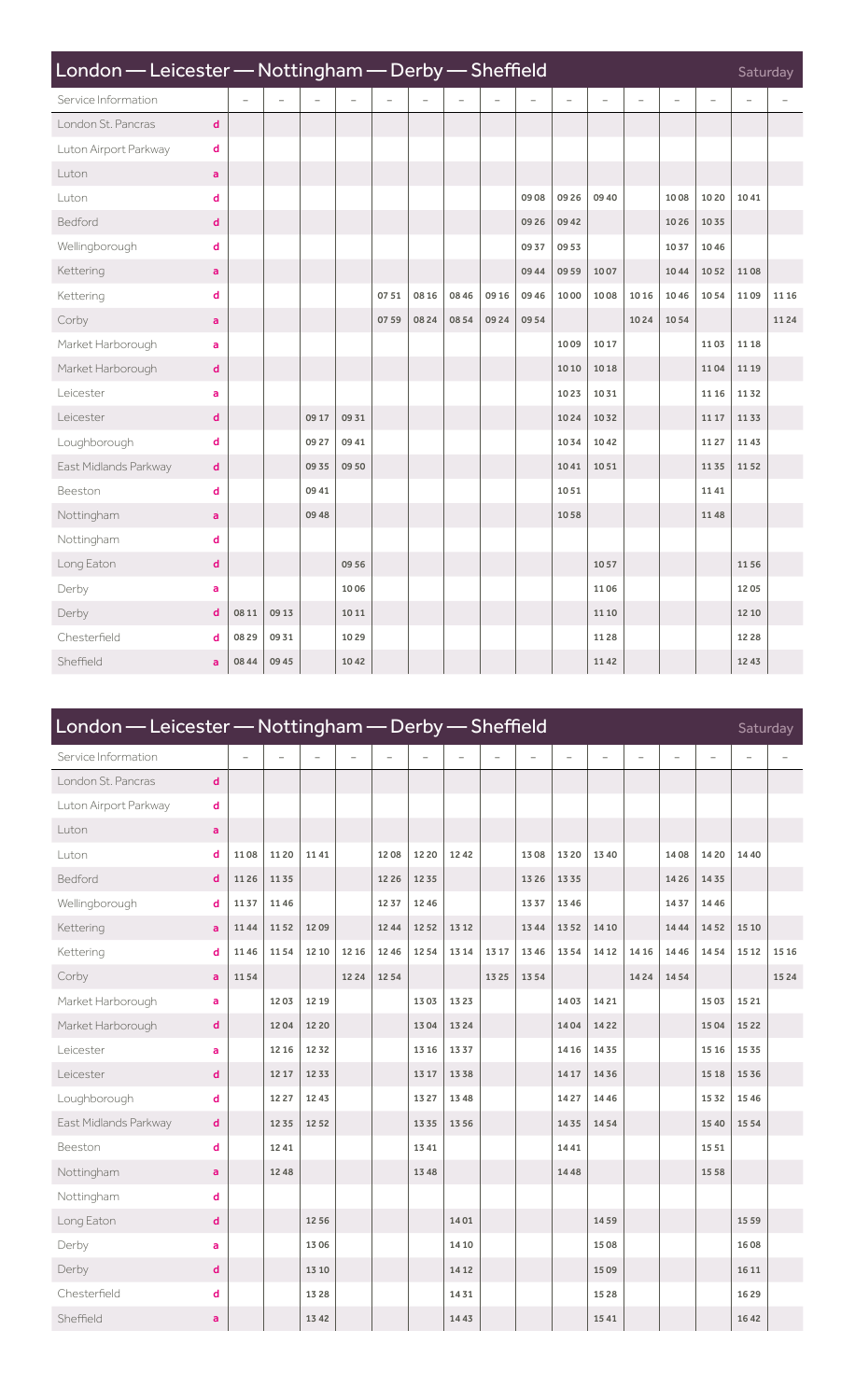## London — Leicester — Nottingham — Derby — Sheffield

Saturday

| Service Information | | – | – | – | – | – | – | – | – | – | – | – | – | – | – | – | – |
|---|---|---|---|---|---|---|---|---|---|---|---|---|---|---|---|---|---|
| London St. Pancras | d | | | | | | | | | | | | | | | | |
| Luton Airport Parkway | d | | | | | | | | | | | | | | | | |
| Luton | a | | | | | | | | | | | | | | | | |
| Luton | d | | | | | | | | | 09 08 | 09 26 | 09 40 | | 10 08 | 10 20 | 10 41 | |
| Bedford | d | | | | | | | | | 09 26 | 09 42 | | | 10 26 | 10 35 | | |
| Wellingborough | d | | | | | | | | | 09 37 | 09 53 | | | 10 37 | 10 46 | | |
| Kettering | a | | | | | | | | | 09 44 | 09 59 | 10 07 | | 10 44 | 10 52 | 11 08 | |
| Kettering | d | | | | | 07 51 | 08 16 | 08 46 | 09 16 | 09 46 | 10 00 | 10 08 | 10 16 | 10 46 | 10 54 | 11 09 | 11 16 |
| Corby | a | | | | | 07 59 | 08 24 | 08 54 | 09 24 | 09 54 | | | 10 24 | 10 54 | | | 11 24 |
| Market Harborough | a | | | | | | | | | | 10 09 | 10 17 | | | 11 03 | 11 18 | |
| Market Harborough | d | | | | | | | | | | 10 10 | 10 18 | | | 11 04 | 11 19 | |
| Leicester | a | | | | | | | | | | 10 23 | 10 31 | | | 11 16 | 11 32 | |
| Leicester | d | | | 09 17 | 09 31 | | | | | | 10 24 | 10 32 | | | 11 17 | 11 33 | |
| Loughborough | d | | | 09 27 | 09 41 | | | | | | 10 34 | 10 42 | | | 11 27 | 11 43 | |
| East Midlands Parkway | d | | | 09 35 | 09 50 | | | | | | 10 41 | 10 51 | | | 11 35 | 11 52 | |
| Beeston | d | | | 09 41 | | | | | | | 10 51 | | | | 11 41 | | |
| Nottingham | a | | | 09 48 | | | | | | | 10 58 | | | | 11 48 | | |
| Nottingham | d | | | | | | | | | | | | | | | | |
| Long Eaton | d | | | | 09 56 | | | | | | | 10 57 | | | | 11 56 | |
| Derby | a | | | | 10 06 | | | | | | | 11 06 | | | | 12 05 | |
| Derby | d | 08 11 | 09 13 | | 10 11 | | | | | | | 11 10 | | | | 12 10 | |
| Chesterfield | d | 08 29 | 09 31 | | 10 29 | | | | | | | 11 28 | | | | 12 28 | |
| Sheffield | a | 08 44 | 09 45 | | 10 42 | | | | | | | 11 42 | | | | 12 43 | |

## London — Leicester — Nottingham — Derby — Sheffield

Saturday

| Service Information | | – | – | – | – | – | – | – | – | – | – | – | – | – | – | – | – |
|---|---|---|---|---|---|---|---|---|---|---|---|---|---|---|---|---|---|
| London St. Pancras | d | | | | | | | | | | | | | | | | |
| Luton Airport Parkway | d | | | | | | | | | | | | | | | | |
| Luton | a | | | | | | | | | | | | | | | | |
| Luton | d | 11 08 | 11 20 | 11 41 | | 12 08 | 12 20 | 12 42 | | 13 08 | 13 20 | 13 40 | | 14 08 | 14 20 | 14 40 | |
| Bedford | d | 11 26 | 11 35 | | | 12 26 | 12 35 | | | 13 26 | 13 35 | | | 14 26 | 14 35 | | |
| Wellingborough | d | 11 37 | 11 46 | | | 12 37 | 12 46 | | | 13 37 | 13 46 | | | 14 37 | 14 46 | | |
| Kettering | a | 11 44 | 11 52 | 12 09 | | 12 44 | 12 52 | 13 12 | | 13 44 | 13 52 | 14 10 | | 14 44 | 14 52 | 15 10 | |
| Kettering | d | 11 46 | 11 54 | 12 10 | 12 16 | 12 46 | 12 54 | 13 14 | 13 17 | 13 46 | 13 54 | 14 12 | 14 16 | 14 46 | 14 54 | 15 12 | 15 16 |
| Corby | a | 11 54 | | | 12 24 | 12 54 | | | 13 25 | 13 54 | | | 14 24 | 14 54 | | | 15 24 |
| Market Harborough | a | | 12 03 | 12 19 | | | 13 03 | 13 23 | | | 14 03 | 14 21 | | | 15 03 | 15 21 | |
| Market Harborough | d | | 12 04 | 12 20 | | | 13 04 | 13 24 | | | 14 04 | 14 22 | | | 15 04 | 15 22 | |
| Leicester | a | | 12 16 | 12 32 | | | 13 16 | 13 37 | | | 14 16 | 14 35 | | | 15 16 | 15 35 | |
| Leicester | d | | 12 17 | 12 33 | | | 13 17 | 13 38 | | | 14 17 | 14 36 | | | 15 18 | 15 36 | |
| Loughborough | d | | 12 27 | 12 43 | | | 13 27 | 13 48 | | | 14 27 | 14 46 | | | 15 32 | 15 46 | |
| East Midlands Parkway | d | | 12 35 | 12 52 | | | 13 35 | 13 56 | | | 14 35 | 14 54 | | | 15 40 | 15 54 | |
| Beeston | d | | 12 41 | | | | 13 41 | | | | 14 41 | | | | 15 51 | | |
| Nottingham | a | | 12 48 | | | | 13 48 | | | | 14 48 | | | | 15 58 | | |
| Nottingham | d | | | | | | | | | | | | | | | | |
| Long Eaton | d | | | 12 56 | | | | 14 01 | | | | 14 59 | | | | 15 59 | |
| Derby | a | | | 13 06 | | | | 14 10 | | | | 15 08 | | | | 16 08 | |
| Derby | d | | | 13 10 | | | | 14 12 | | | | 15 09 | | | | 16 11 | |
| Chesterfield | d | | | 13 28 | | | | 14 31 | | | | 15 28 | | | | 16 29 | |
| Sheffield | a | | | 13 42 | | | | 14 43 | | | | 15 41 | | | | 16 42 | |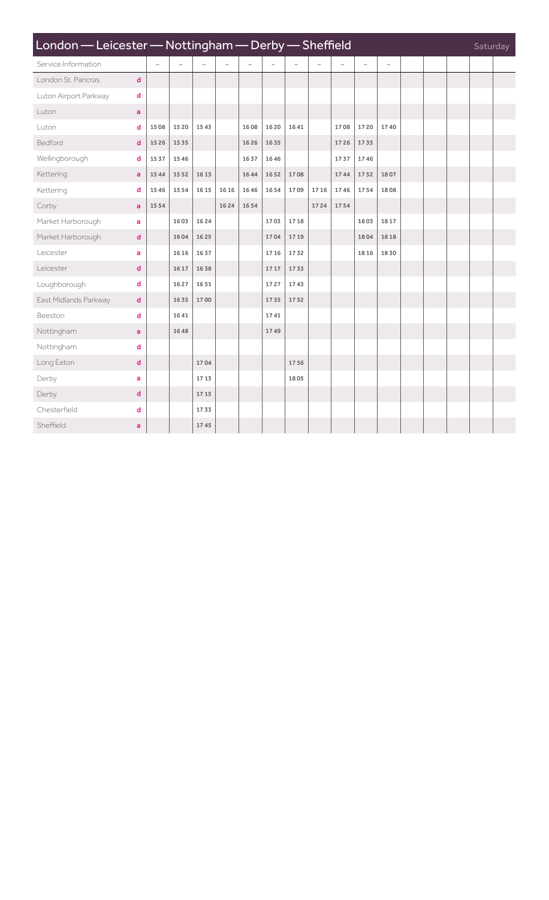# London — Leicester — Nottingham — Derby — Sheffield

Saturday

| | | | | | | | | | | | | | | | | | |
|---|---|---|---|---|---|---|---|---|---|---|---|---|---|---|---|---|---|
| Service Information | | – | – | – | – | – | – | – | – | – | – | – | | | | | |
| London St. Pancras | d | | | | | | | | | | | | | | | | |
| Luton Airport Parkway | d | | | | | | | | | | | | | | | | |
| Luton | a | | | | | | | | | | | | | | | | |
| Luton | d | 1508 | 1520 | 1543 | | 1608 | 1620 | 1641 | | 1708 | 1720 | 1740 | | | | | |
| Bedford | d | 1526 | 1535 | | | 1626 | 1635 | | | 1726 | 1735 | | | | | | |
| Wellingborough | d | 1537 | 1546 | | | 1637 | 1646 | | | 1737 | 1746 | | | | | | |
| Kettering | a | 1544 | 1552 | 1613 | | 1644 | 1652 | 1708 | | 1744 | 1752 | 1807 | | | | | |
| Kettering | d | 1546 | 1554 | 1615 | 1616 | 1646 | 1654 | 1709 | 1716 | 1746 | 1754 | 1808 | | | | | |
| Corby | a | 1554 | | | 1624 | 1654 | | | 1724 | 1754 | | | | | | | |
| Market Harborough | a | | 1603 | 1624 | | | 1703 | 1718 | | | 1803 | 1817 | | | | | |
| Market Harborough | d | | 1604 | 1625 | | | 1704 | 1719 | | | 1804 | 1818 | | | | | |
| Leicester | a | | 1616 | 1637 | | | 1716 | 1732 | | | 1816 | 1830 | | | | | |
| Leicester | d | | 1617 | 1638 | | | 1717 | 1733 | | | | | | | | | |
| Loughborough | d | | 1627 | 1651 | | | 1727 | 1743 | | | | | | | | | |
| East Midlands Parkway | d | | 1635 | 1700 | | | 1735 | 1752 | | | | | | | | | |
| Beeston | d | | 1641 | | | | 1741 | | | | | | | | | | |
| Nottingham | a | | 1648 | | | | 1749 | | | | | | | | | | |
| Nottingham | d | | | | | | | | | | | | | | | | |
| Long Eaton | d | | | 1704 | | | | 1756 | | | | | | | | | |
| Derby | a | | | 1713 | | | | 1805 | | | | | | | | | |
| Derby | d | | | 1715 | | | | | | | | | | | | | |
| Chesterfield | d | | | 1733 | | | | | | | | | | | | | |
| Sheffield | a | | | 1745 | | | | | | | | | | | | | |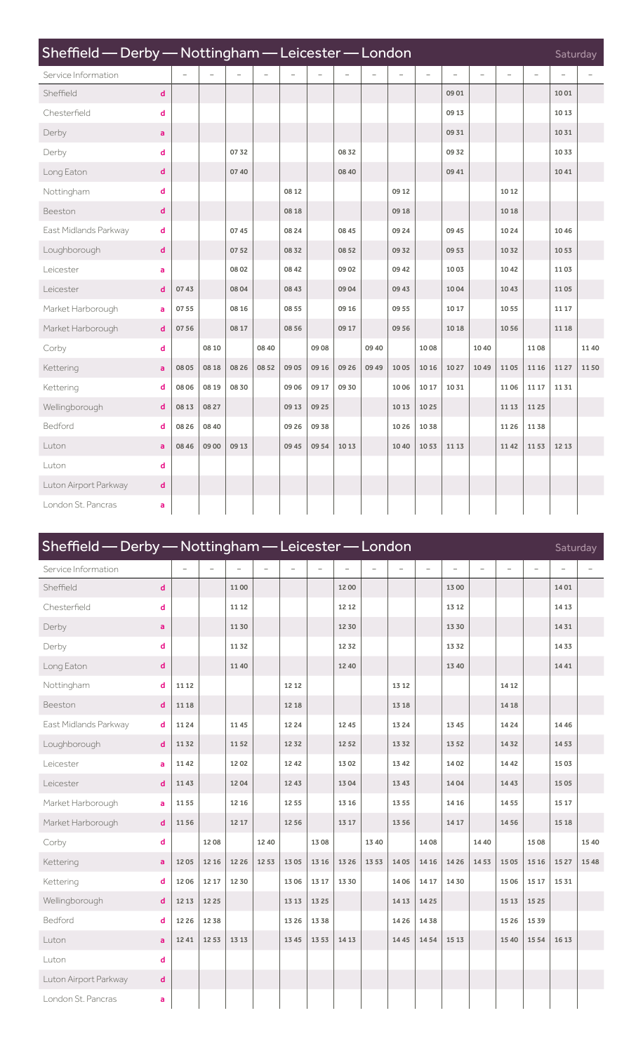## Sheffield — Derby — Nottingham — Leicester — London (Saturday)

| Service Information | | – | – | – | – | – | – | – | – | – | – | – | – | – | – | – | – |
|---|---|---|---|---|---|---|---|---|---|---|---|---|---|---|---|---|---|
| Sheffield | d | | | | | | | | | | | 0901 | | | | 1001 | |
| Chesterfield | d | | | | | | | | | | | 0913 | | | | 1013 | |
| Derby | a | | | | | | | | | | | 0931 | | | | 1031 | |
| Derby | d | | | 0732 | | | | 0832 | | | | 0932 | | | | 1033 | |
| Long Eaton | d | | | 0740 | | | | 0840 | | | | 0941 | | | | 1041 | |
| Nottingham | d | | | | | 0812 | | | | 0912 | | | | 1012 | | | |
| Beeston | d | | | | | 0818 | | | | 0918 | | | | 1018 | | | |
| East Midlands Parkway | d | | | 0745 | | 0824 | | 0845 | | 0924 | | 0945 | | 1024 | | 1046 | |
| Loughborough | d | | | 0752 | | 0832 | | 0852 | | 0932 | | 0953 | | 1032 | | 1053 | |
| Leicester | a | | | 0802 | | 0842 | | 0902 | | 0942 | | 1003 | | 1042 | | 1103 | |
| Leicester | d | 0743 | | 0804 | | 0843 | | 0904 | | 0943 | | 1004 | | 1043 | | 1105 | |
| Market Harborough | a | 0755 | | 0816 | | 0855 | | 0916 | | 0955 | | 1017 | | 1055 | | 1117 | |
| Market Harborough | d | 0756 | | 0817 | | 0856 | | 0917 | | 0956 | | 1018 | | 1056 | | 1118 | |
| Corby | d | | 0810 | | 0840 | | 0908 | | 0940 | | 1008 | | 1040 | | 1108 | | 1140 |
| Kettering | a | 0805 | 0818 | 0826 | 0852 | 0905 | 0916 | 0926 | 0949 | 1005 | 1016 | 1027 | 1049 | 1105 | 1116 | 1127 | 1150 |
| Kettering | d | 0806 | 0819 | 0830 | | 0906 | 0917 | 0930 | | 1006 | 1017 | 1031 | | 1106 | 1117 | 1131 | |
| Wellingborough | d | 0813 | 0827 | | | 0913 | 0925 | | | 1013 | 1025 | | | 1113 | 1125 | | |
| Bedford | d | 0826 | 0840 | | | 0926 | 0938 | | | 1026 | 1038 | | | 1126 | 1138 | | |
| Luton | a | 0846 | 0900 | 0913 | | 0945 | 0954 | 1013 | | 1040 | 1053 | 1113 | | 1142 | 1153 | 1213 | |
| Luton | d | | | | | | | | | | | | | | | | |
| Luton Airport Parkway | d | | | | | | | | | | | | | | | | |
| London St. Pancras | a | | | | | | | | | | | | | | | | |

## Sheffield — Derby — Nottingham — Leicester — London (Saturday)

| Service Information | | – | – | – | – | – | – | – | – | – | – | – | – | – | – | – | – |
|---|---|---|---|---|---|---|---|---|---|---|---|---|---|---|---|---|---|
| Sheffield | d | | | 1100 | | | | 1200 | | | | 1300 | | | | 1401 | |
| Chesterfield | d | | | 1112 | | | | 1212 | | | | 1312 | | | | 1413 | |
| Derby | a | | | 1130 | | | | 1230 | | | | 1330 | | | | 1431 | |
| Derby | d | | | 1132 | | | | 1232 | | | | 1332 | | | | 1433 | |
| Long Eaton | d | | | 1140 | | | | 1240 | | | | 1340 | | | | 1441 | |
| Nottingham | d | 1112 | | | | 1212 | | | | 1312 | | | | 1412 | | | |
| Beeston | d | 1118 | | | | 1218 | | | | 1318 | | | | 1418 | | | |
| East Midlands Parkway | d | 1124 | | 1145 | | 1224 | | 1245 | | 1324 | | 1345 | | 1424 | | 1446 | |
| Loughborough | d | 1132 | | 1152 | | 1232 | | 1252 | | 1332 | | 1352 | | 1432 | | 1453 | |
| Leicester | a | 1142 | | 1202 | | 1242 | | 1302 | | 1342 | | 1402 | | 1442 | | 1503 | |
| Leicester | d | 1143 | | 1204 | | 1243 | | 1304 | | 1343 | | 1404 | | 1443 | | 1505 | |
| Market Harborough | a | 1155 | | 1216 | | 1255 | | 1316 | | 1355 | | 1416 | | 1455 | | 1517 | |
| Market Harborough | d | 1156 | | 1217 | | 1256 | | 1317 | | 1356 | | 1417 | | 1456 | | 1518 | |
| Corby | d | | 1208 | | 1240 | | 1308 | | 1340 | | 1408 | | 1440 | | 1508 | | 1540 |
| Kettering | a | 1205 | 1216 | 1226 | 1253 | 1305 | 1316 | 1326 | 1353 | 1405 | 1416 | 1426 | 1453 | 1505 | 1516 | 1527 | 1548 |
| Kettering | d | 1206 | 1217 | 1230 | | 1306 | 1317 | 1330 | | 1406 | 1417 | 1430 | | 1506 | 1517 | 1531 | |
| Wellingborough | d | 1213 | 1225 | | | 1313 | 1325 | | | 1413 | 1425 | | | 1513 | 1525 | | |
| Bedford | d | 1226 | 1238 | | | 1326 | 1338 | | | 1426 | 1438 | | | 1526 | 1539 | | |
| Luton | a | 1241 | 1253 | 1313 | | 1345 | 1353 | 1413 | | 1445 | 1454 | 1513 | | 1540 | 1554 | 1613 | |
| Luton | d | | | | | | | | | | | | | | | | |
| Luton Airport Parkway | d | | | | | | | | | | | | | | | | |
| London St. Pancras | a | | | | | | | | | | | | | | | | |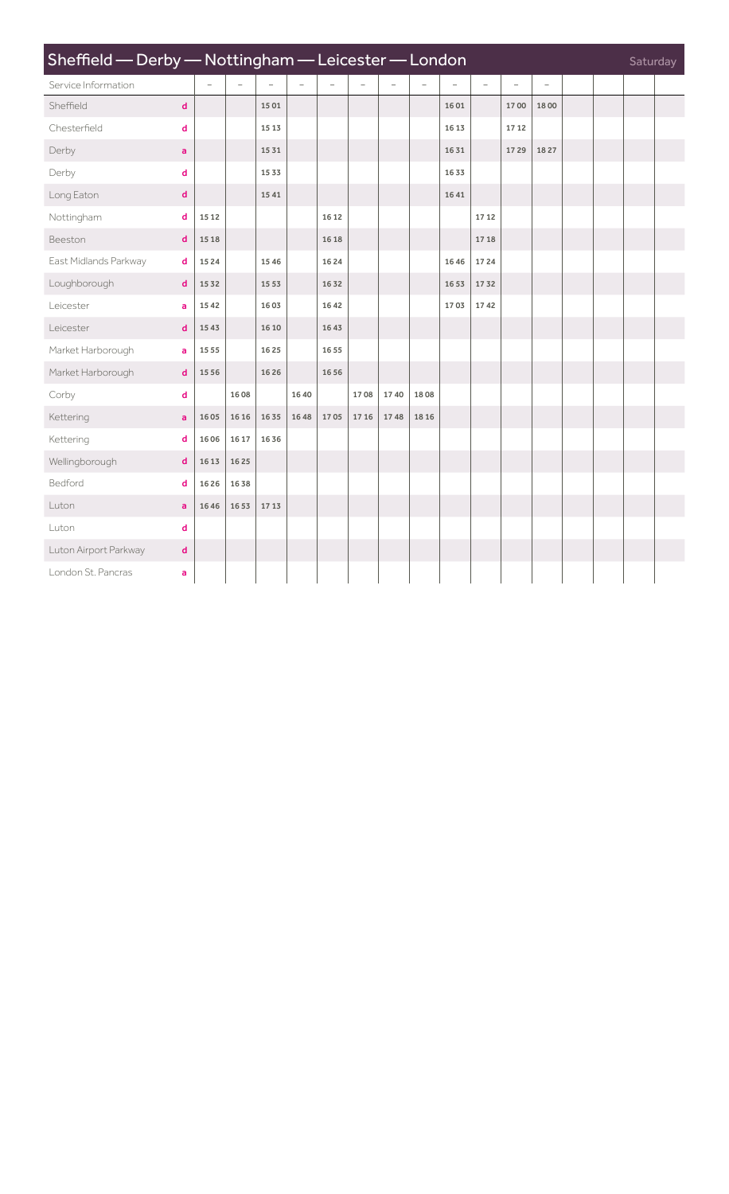# Sheffield — Derby — Nottingham — Leicester — London

Saturday

| | | | | | | | | | | | | | | | | | |
|---|---|---|---|---|---|---|---|---|---|---|---|---|---|---|---|---|---|
| Service Information | | – | – | – | – | – | – | – | – | – | – | – | – | | | | |
| Sheffield | d | | | 15 01 | | | | | | 16 01 | | 17 00 | 18 00 | | | | |
| Chesterfield | d | | | 15 13 | | | | | | 16 13 | | 17 12 | | | | | |
| Derby | a | | | 15 31 | | | | | | 16 31 | | 17 29 | 18 27 | | | | |
| Derby | d | | | 15 33 | | | | | | 16 33 | | | | | | | |
| Long Eaton | d | | | 15 41 | | | | | | 16 41 | | | | | | | |
| Nottingham | d | 15 12 | | | | 16 12 | | | | | 17 12 | | | | | | |
| Beeston | d | 15 18 | | | | 16 18 | | | | | 17 18 | | | | | | |
| East Midlands Parkway | d | 15 24 | | 15 46 | | 16 24 | | | | 16 46 | 17 24 | | | | | | |
| Loughborough | d | 15 32 | | 15 53 | | 16 32 | | | | 16 53 | 17 32 | | | | | | |
| Leicester | a | 15 42 | | 16 03 | | 16 42 | | | | 17 03 | 17 42 | | | | | | |
| Leicester | d | 15 43 | | 16 10 | | 16 43 | | | | | | | | | | | |
| Market Harborough | a | 15 55 | | 16 25 | | 16 55 | | | | | | | | | | | |
| Market Harborough | d | 15 56 | | 16 26 | | 16 56 | | | | | | | | | | | |
| Corby | d | | 16 08 | | 16 40 | | 17 08 | 17 40 | 18 08 | | | | | | | | |
| Kettering | a | 16 05 | 16 16 | 16 35 | 16 48 | 17 05 | 17 16 | 17 48 | 18 16 | | | | | | | | |
| Kettering | d | 16 06 | 16 17 | 16 36 | | | | | | | | | | | | | |
| Wellingborough | d | 16 13 | 16 25 | | | | | | | | | | | | | | |
| Bedford | d | 16 26 | 16 38 | | | | | | | | | | | | | | |
| Luton | a | 16 46 | 16 53 | 17 13 | | | | | | | | | | | | | |
| Luton | d | | | | | | | | | | | | | | | | |
| Luton Airport Parkway | d | | | | | | | | | | | | | | | | |
| London St. Pancras | a | | | | | | | | | | | | | | | | |